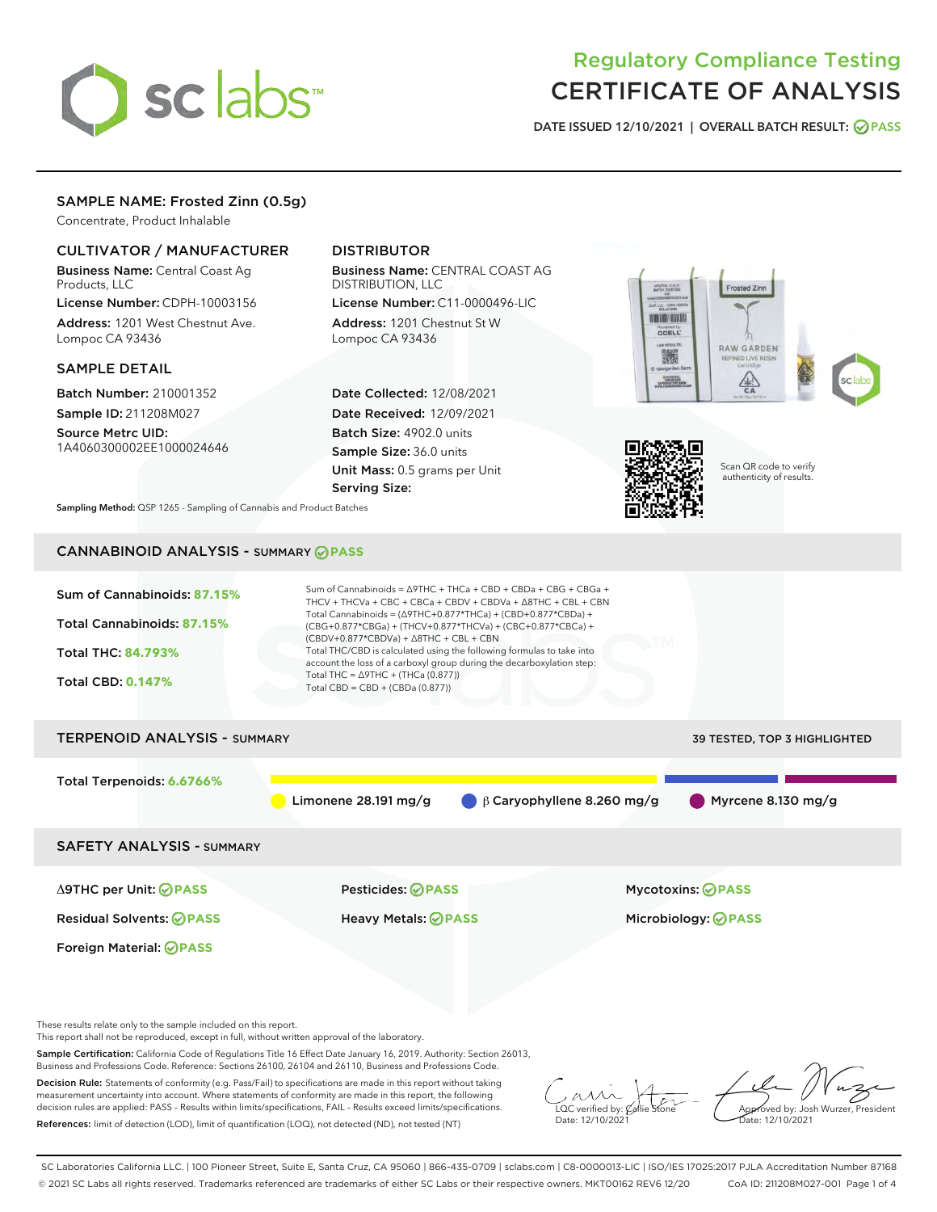# Regulatory Compliance Testing
# CERTIFICATE OF ANALYSIS

DATE ISSUED 12/10/2021 | OVERALL BATCH RESULT: PASS

## SAMPLE NAME: Frosted Zinn (0.5g)

Concentrate, Product Inhalable

### CULTIVATOR / MANUFACTURER

**Business Name:** Central Coast Ag Products, LLC

**License Number:** CDPH-10003156

**Address:** 1201 West Chestnut Ave. Lompoc CA 93436

### DISTRIBUTOR

**Business Name:** CENTRAL COAST AG DISTRIBUTION, LLC

**License Number:** C11-0000496-LIC

**Address:** 1201 Chestnut St W Lompoc CA 93436

### SAMPLE DETAIL

**Batch Number:** 210001352

**Sample ID:** 211208M027

**Source Metrc UID:** 1A4060300002EE1000024646

**Date Collected:** 12/08/2021

**Date Received:** 12/09/2021

**Batch Size:** 4902.0 units

**Sample Size:** 36.0 units

**Unit Mass:** 0.5 grams per Unit

**Serving Size:**

Scan QR code to verify authenticity of results.

Sampling Method: QSP 1265 - Sampling of Cannabis and Product Batches

## CANNABINOID ANALYSIS - SUMMARY PASS

Sum of Cannabinoids: **87.15%**

Total Cannabinoids: **87.15%**

Total THC: **84.793%**

Total CBD: **0.147%**

Sum of Cannabinoids = Δ9THC + THCa + CBD + CBDa + CBG + CBGa + THCV + THCVa + CBC + CBCa + CBDV + CBDVa + Δ8THC + CBL + CBN

Total Cannabinoids = (Δ9THC+0.877*THCa) + (CBD+0.877*CBDa) + (CBG+0.877*CBGa) + (THCV+0.877*THCVa) + (CBC+0.877*CBCa) + (CBDV+0.877*CBDVa) + Δ8THC + CBL + CBN

Total THC/CBD is calculated using the following formulas to take into account the loss of a carboxyl group during the decarboxylation step:

Total THC = Δ9THC + (THCa (0.877))

Total CBD = CBD + (CBDa (0.877))

## TERPENOID ANALYSIS - SUMMARY

39 TESTED, TOP 3 HIGHLIGHTED

Total Terpenoids: **6.6766%**

Limonene 28.191 mg/g | β Caryophyllene 8.260 mg/g | Myrcene 8.130 mg/g

## SAFETY ANALYSIS - SUMMARY

| | | |
|---|---|---|
| Δ9THC per Unit: PASS | Pesticides: PASS | Mycotoxins: PASS |
| Residual Solvents: PASS | Heavy Metals: PASS | Microbiology: PASS |
| Foreign Material: PASS | | |

These results relate only to the sample included on this report.
This report shall not be reproduced, except in full, without written approval of the laboratory.

**Sample Certification:** California Code of Regulations Title 16 Effect Date January 16, 2019. Authority: Section 26013, Business and Professions Code. Reference: Sections 26100, 26104 and 26110, Business and Professions Code.

**Decision Rule:** Statements of conformity (e.g. Pass/Fail) to specifications are made in this report without taking measurement uncertainty into account. Where statements of conformity are made in this report, the following decision rules are applied: PASS – Results within limits/specifications, FAIL – Results exceed limits/specifications.

**References:** limit of detection (LOD), limit of quantification (LOQ), not detected (ND), not tested (NT)

LQC verified by: Callie Stone
Date: 12/10/2021

Approved by: Josh Wurzer, President
Date: 12/10/2021

SC Laboratories California LLC. | 100 Pioneer Street, Suite E, Santa Cruz, CA 95060 | 866-435-0709 | sclabs.com | C8-0000013-LIC | ISO/IES 17025:2017 PJLA Accreditation Number 87168
© 2021 SC Labs all rights reserved. Trademarks referenced are trademarks of either SC Labs or their respective owners. MKT00162 REV6 12/20 CoA ID: 211208M027-001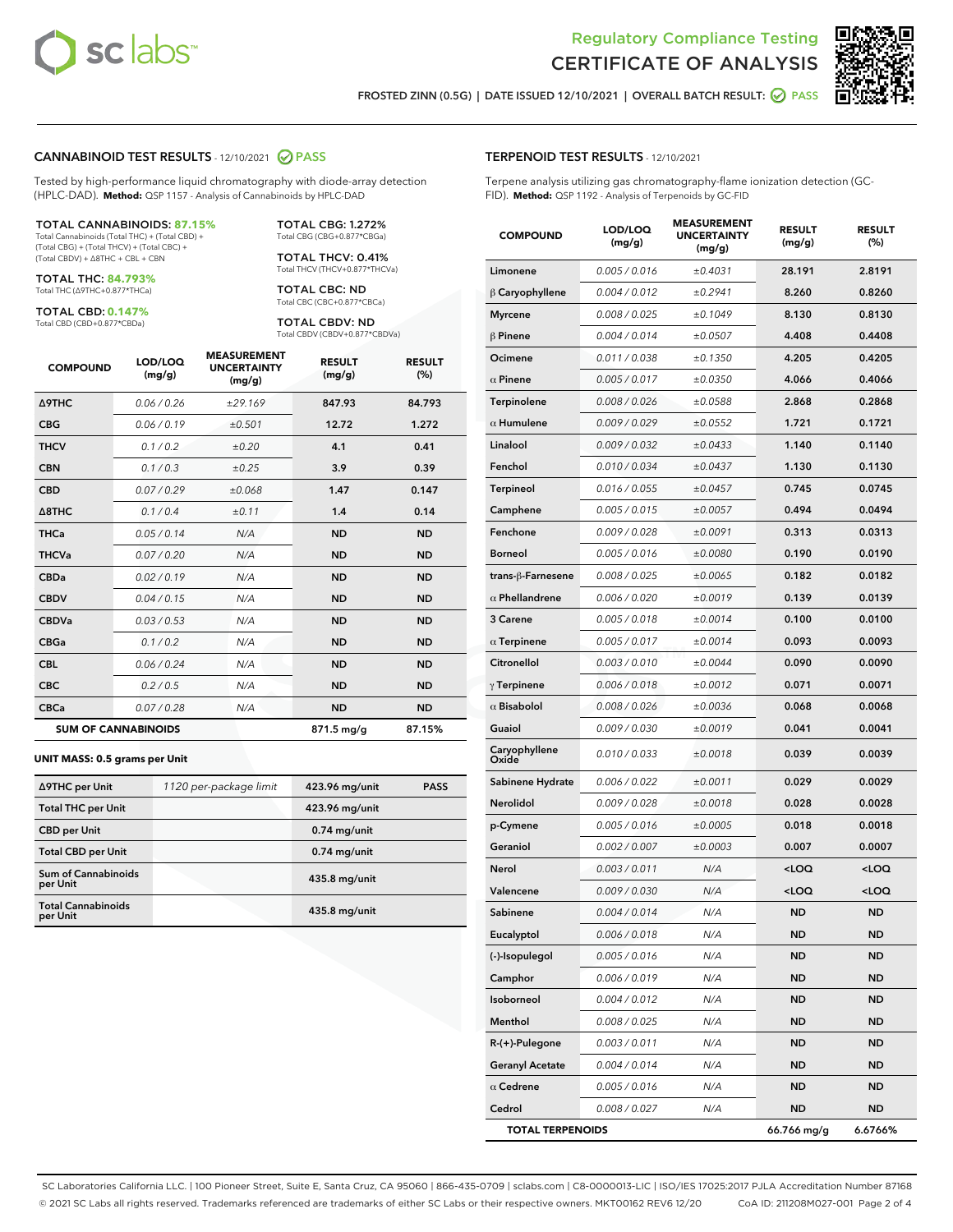# Regulatory Compliance Testing
# CERTIFICATE OF ANALYSIS

FROSTED ZINN (0.5G) | DATE ISSUED 12/10/2021 | OVERALL BATCH RESULT: PASS

## CANNABINOID TEST RESULTS - 12/10/2021 PASS

Tested by high-performance liquid chromatography with diode-array detection (HPLC-DAD). **Method:** QSP 1157 - Analysis of Cannabinoids by HPLC-DAD

**TOTAL CANNABINOIDS: 87.15%**
Total Cannabinoids (Total THC) + (Total CBD) + (Total CBG) + (Total THCV) + (Total CBC) + (Total CBDV) + Δ8THC + CBL + CBN

**TOTAL THC: 84.793%**
Total THC (Δ9THC+0.877*THCa)

**TOTAL CBD: 0.147%**
Total CBD (CBD+0.877*CBDa)

**TOTAL CBG: 1.272%**
Total CBG (CBG+0.877*CBGa)

**TOTAL THCV: 0.41%**
Total THCV (THCV+0.877*THCVa)

**TOTAL CBC: ND**
Total CBC (CBC+0.877*CBCa)

**TOTAL CBDV: ND**
Total CBDV (CBDV+0.877*CBDVa)

| COMPOUND | LOD/LOQ (mg/g) | MEASUREMENT UNCERTAINTY (mg/g) | RESULT (mg/g) | RESULT (%) |
|---|---|---|---|---|
| Δ9THC | 0.06 / 0.26 | ±29.169 | 847.93 | 84.793 |
| CBG | 0.06 / 0.19 | ±0.501 | 12.72 | 1.272 |
| THCV | 0.1 / 0.2 | ±0.20 | 4.1 | 0.41 |
| CBN | 0.1 / 0.3 | ±0.25 | 3.9 | 0.39 |
| CBD | 0.07 / 0.29 | ±0.068 | 1.47 | 0.147 |
| Δ8THC | 0.1 / 0.4 | ±0.11 | 1.4 | 0.14 |
| THCa | 0.05 / 0.14 | N/A | ND | ND |
| THCVa | 0.07 / 0.20 | N/A | ND | ND |
| CBDa | 0.02 / 0.19 | N/A | ND | ND |
| CBDV | 0.04 / 0.15 | N/A | ND | ND |
| CBDVa | 0.03 / 0.53 | N/A | ND | ND |
| CBGa | 0.1 / 0.2 | N/A | ND | ND |
| CBL | 0.06 / 0.24 | N/A | ND | ND |
| CBC | 0.2 / 0.5 | N/A | ND | ND |
| CBCa | 0.07 / 0.28 | N/A | ND | ND |
| **SUM OF CANNABINOIDS** | | | 871.5 mg/g | 87.15% |

**UNIT MASS: 0.5 grams per Unit**

| | | | |
|---|---|---|---|
| Δ9THC per Unit | 1120 per-package limit | 423.96 mg/unit | PASS |
| Total THC per Unit | | 423.96 mg/unit | |
| CBD per Unit | | 0.74 mg/unit | |
| Total CBD per Unit | | 0.74 mg/unit | |
| Sum of Cannabinoids per Unit | | 435.8 mg/unit | |
| Total Cannabinoids per Unit | | 435.8 mg/unit | |

## TERPENOID TEST RESULTS - 12/10/2021

Terpene analysis utilizing gas chromatography-flame ionization detection (GC-FID). **Method:** QSP 1192 - Analysis of Terpenoids by GC-FID

| COMPOUND | LOD/LOQ (mg/g) | MEASUREMENT UNCERTAINTY (mg/g) | RESULT (mg/g) | RESULT (%) |
|---|---|---|---|---|
| Limonene | 0.005 / 0.016 | ±0.4031 | 28.191 | 2.8191 |
| β Caryophyllene | 0.004 / 0.012 | ±0.2941 | 8.260 | 0.8260 |
| Myrcene | 0.008 / 0.025 | ±0.1049 | 8.130 | 0.8130 |
| β Pinene | 0.004 / 0.014 | ±0.0507 | 4.408 | 0.4408 |
| Ocimene | 0.011 / 0.038 | ±0.1350 | 4.205 | 0.4205 |
| α Pinene | 0.005 / 0.017 | ±0.0350 | 4.066 | 0.4066 |
| Terpinolene | 0.008 / 0.026 | ±0.0588 | 2.868 | 0.2868 |
| α Humulene | 0.009 / 0.029 | ±0.0552 | 1.721 | 0.1721 |
| Linalool | 0.009 / 0.032 | ±0.0433 | 1.140 | 0.1140 |
| Fenchol | 0.010 / 0.034 | ±0.0437 | 1.130 | 0.1130 |
| Terpineol | 0.016 / 0.055 | ±0.0457 | 0.745 | 0.0745 |
| Camphene | 0.005 / 0.015 | ±0.0057 | 0.494 | 0.0494 |
| Fenchone | 0.009 / 0.028 | ±0.0091 | 0.313 | 0.0313 |
| Borneol | 0.005 / 0.016 | ±0.0080 | 0.190 | 0.0190 |
| trans-β-Farnesene | 0.008 / 0.025 | ±0.0065 | 0.182 | 0.0182 |
| α Phellandrene | 0.006 / 0.020 | ±0.0019 | 0.139 | 0.0139 |
| 3 Carene | 0.005 / 0.018 | ±0.0014 | 0.100 | 0.0100 |
| α Terpinene | 0.005 / 0.017 | ±0.0014 | 0.093 | 0.0093 |
| Citronellol | 0.003 / 0.010 | ±0.0044 | 0.090 | 0.0090 |
| γ Terpinene | 0.006 / 0.018 | ±0.0012 | 0.071 | 0.0071 |
| α Bisabolol | 0.008 / 0.026 | ±0.0036 | 0.068 | 0.0068 |
| Guaiol | 0.009 / 0.030 | ±0.0019 | 0.041 | 0.0041 |
| Caryophyllene Oxide | 0.010 / 0.033 | ±0.0018 | 0.039 | 0.0039 |
| Sabinene Hydrate | 0.006 / 0.022 | ±0.0011 | 0.029 | 0.0029 |
| Nerolidol | 0.009 / 0.028 | ±0.0018 | 0.028 | 0.0028 |
| p-Cymene | 0.005 / 0.016 | ±0.0005 | 0.018 | 0.0018 |
| Geraniol | 0.002 / 0.007 | ±0.0003 | 0.007 | 0.0007 |
| Nerol | 0.003 / 0.011 | N/A | <LOQ | <LOQ |
| Valencene | 0.009 / 0.030 | N/A | <LOQ | <LOQ |
| Sabinene | 0.004 / 0.014 | N/A | ND | ND |
| Eucalyptol | 0.006 / 0.018 | N/A | ND | ND |
| (-)-Isopulegol | 0.005 / 0.016 | N/A | ND | ND |
| Camphor | 0.006 / 0.019 | N/A | ND | ND |
| Isoborneol | 0.004 / 0.012 | N/A | ND | ND |
| Menthol | 0.008 / 0.025 | N/A | ND | ND |
| R-(+)-Pulegone | 0.003 / 0.011 | N/A | ND | ND |
| Geranyl Acetate | 0.004 / 0.014 | N/A | ND | ND |
| α Cedrene | 0.005 / 0.016 | N/A | ND | ND |
| Cedrol | 0.008 / 0.027 | N/A | ND | ND |
| **TOTAL TERPENOIDS** | | | 66.766 mg/g | 6.6766% |

SC Laboratories California LLC. | 100 Pioneer Street, Suite E, Santa Cruz, CA 95060 | 866-435-0709 | sclabs.com | C8-0000013-LIC | ISO/IES 17025:2017 PJLA Accreditation Number 87168
© 2021 SC Labs all rights reserved. Trademarks referenced are trademarks of either SC Labs or their respective owners. MKT00162 REV6 12/20 CoA ID: 211208M027-001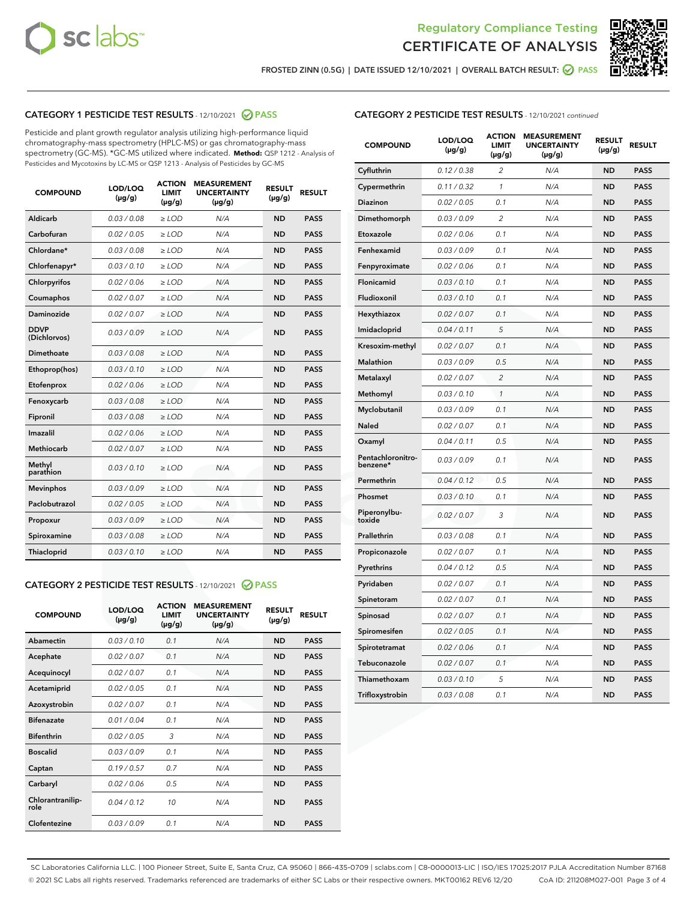Regulatory Compliance Testing
CERTIFICATE OF ANALYSIS

FROSTED ZINN (0.5G) | DATE ISSUED 12/10/2021 | OVERALL BATCH RESULT: PASS

## CATEGORY 1 PESTICIDE TEST RESULTS - 12/10/2021 PASS

Pesticide and plant growth regulator analysis utilizing high-performance liquid chromatography-mass spectrometry (HPLC-MS) or gas chromatography-mass spectrometry (GC-MS). *GC-MS utilized where indicated. **Method:** QSP 1212 - Analysis of Pesticides and Mycotoxins by LC-MS or QSP 1213 - Analysis of Pesticides by GC-MS

| COMPOUND | LOD/LOQ (µg/g) | ACTION LIMIT (µg/g) | MEASUREMENT UNCERTAINTY (µg/g) | RESULT (µg/g) | RESULT |
|---|---|---|---|---|---|
| Aldicarb | 0.03 / 0.08 | ≥ LOD | N/A | ND | PASS |
| Carbofuran | 0.02 / 0.05 | ≥ LOD | N/A | ND | PASS |
| Chlordane* | 0.03 / 0.08 | ≥ LOD | N/A | ND | PASS |
| Chlorfenapyr* | 0.03 / 0.10 | ≥ LOD | N/A | ND | PASS |
| Chlorpyrifos | 0.02 / 0.06 | ≥ LOD | N/A | ND | PASS |
| Coumaphos | 0.02 / 0.07 | ≥ LOD | N/A | ND | PASS |
| Daminozide | 0.02 / 0.07 | ≥ LOD | N/A | ND | PASS |
| DDVP (Dichlorvos) | 0.03 / 0.09 | ≥ LOD | N/A | ND | PASS |
| Dimethoate | 0.03 / 0.08 | ≥ LOD | N/A | ND | PASS |
| Ethoprop(hos) | 0.03 / 0.10 | ≥ LOD | N/A | ND | PASS |
| Etofenprox | 0.02 / 0.06 | ≥ LOD | N/A | ND | PASS |
| Fenoxycarb | 0.03 / 0.08 | ≥ LOD | N/A | ND | PASS |
| Fipronil | 0.03 / 0.08 | ≥ LOD | N/A | ND | PASS |
| Imazalil | 0.02 / 0.06 | ≥ LOD | N/A | ND | PASS |
| Methiocarb | 0.02 / 0.07 | ≥ LOD | N/A | ND | PASS |
| Methyl parathion | 0.03 / 0.10 | ≥ LOD | N/A | ND | PASS |
| Mevinphos | 0.03 / 0.09 | ≥ LOD | N/A | ND | PASS |
| Paclobutrazol | 0.02 / 0.05 | ≥ LOD | N/A | ND | PASS |
| Propoxur | 0.03 / 0.09 | ≥ LOD | N/A | ND | PASS |
| Spiroxamine | 0.03 / 0.08 | ≥ LOD | N/A | ND | PASS |
| Thiacloprid | 0.03 / 0.10 | ≥ LOD | N/A | ND | PASS |

## CATEGORY 2 PESTICIDE TEST RESULTS - 12/10/2021 PASS

| COMPOUND | LOD/LOQ (µg/g) | ACTION LIMIT (µg/g) | MEASUREMENT UNCERTAINTY (µg/g) | RESULT (µg/g) | RESULT |
|---|---|---|---|---|---|
| Abamectin | 0.03 / 0.10 | 0.1 | N/A | ND | PASS |
| Acephate | 0.02 / 0.07 | 0.1 | N/A | ND | PASS |
| Acequinocyl | 0.02 / 0.07 | 0.1 | N/A | ND | PASS |
| Acetamiprid | 0.02 / 0.05 | 0.1 | N/A | ND | PASS |
| Azoxystrobin | 0.02 / 0.07 | 0.1 | N/A | ND | PASS |
| Bifenazate | 0.01 / 0.04 | 0.1 | N/A | ND | PASS |
| Bifenthrin | 0.02 / 0.05 | 3 | N/A | ND | PASS |
| Boscalid | 0.03 / 0.09 | 0.1 | N/A | ND | PASS |
| Captan | 0.19 / 0.57 | 0.7 | N/A | ND | PASS |
| Carbaryl | 0.02 / 0.06 | 0.5 | N/A | ND | PASS |
| Chlorantraniliprole | 0.04 / 0.12 | 10 | N/A | ND | PASS |
| Clofentezine | 0.03 / 0.09 | 0.1 | N/A | ND | PASS |
| Cyfluthrin | 0.12 / 0.38 | 2 | N/A | ND | PASS |
| Cypermethrin | 0.11 / 0.32 | 1 | N/A | ND | PASS |
| Diazinon | 0.02 / 0.05 | 0.1 | N/A | ND | PASS |
| Dimethomorph | 0.03 / 0.09 | 2 | N/A | ND | PASS |
| Etoxazole | 0.02 / 0.06 | 0.1 | N/A | ND | PASS |
| Fenhexamid | 0.03 / 0.09 | 0.1 | N/A | ND | PASS |
| Fenpyroximate | 0.02 / 0.06 | 0.1 | N/A | ND | PASS |
| Flonicamid | 0.03 / 0.10 | 0.1 | N/A | ND | PASS |
| Fludioxonil | 0.03 / 0.10 | 0.1 | N/A | ND | PASS |
| Hexythiazox | 0.02 / 0.07 | 0.1 | N/A | ND | PASS |
| Imidacloprid | 0.04 / 0.11 | 5 | N/A | ND | PASS |
| Kresoxim-methyl | 0.02 / 0.07 | 0.1 | N/A | ND | PASS |
| Malathion | 0.03 / 0.09 | 0.5 | N/A | ND | PASS |
| Metalaxyl | 0.02 / 0.07 | 2 | N/A | ND | PASS |
| Methomyl | 0.03 / 0.10 | 1 | N/A | ND | PASS |
| Myclobutanil | 0.03 / 0.09 | 0.1 | N/A | ND | PASS |
| Naled | 0.02 / 0.07 | 0.1 | N/A | ND | PASS |
| Oxamyl | 0.04 / 0.11 | 0.5 | N/A | ND | PASS |
| Pentachloronitrobenzene* | 0.03 / 0.09 | 0.1 | N/A | ND | PASS |
| Permethrin | 0.04 / 0.12 | 0.5 | N/A | ND | PASS |
| Phosmet | 0.03 / 0.10 | 0.1 | N/A | ND | PASS |
| Piperonylbutoxide | 0.02 / 0.07 | 3 | N/A | ND | PASS |
| Prallethrin | 0.03 / 0.08 | 0.1 | N/A | ND | PASS |
| Propiconazole | 0.02 / 0.07 | 0.1 | N/A | ND | PASS |
| Pyrethrins | 0.04 / 0.12 | 0.5 | N/A | ND | PASS |
| Pyridaben | 0.02 / 0.07 | 0.1 | N/A | ND | PASS |
| Spinetoram | 0.02 / 0.07 | 0.1 | N/A | ND | PASS |
| Spinosad | 0.02 / 0.07 | 0.1 | N/A | ND | PASS |
| Spiromesifen | 0.02 / 0.05 | 0.1 | N/A | ND | PASS |
| Spirotetramat | 0.02 / 0.06 | 0.1 | N/A | ND | PASS |
| Tebuconazole | 0.02 / 0.07 | 0.1 | N/A | ND | PASS |
| Thiamethoxam | 0.03 / 0.10 | 5 | N/A | ND | PASS |
| Trifloxystrobin | 0.03 / 0.08 | 0.1 | N/A | ND | PASS |

SC Laboratories California LLC. | 100 Pioneer Street, Suite E, Santa Cruz, CA 95060 | 866-435-0709 | sclabs.com | C8-0000013-LIC | ISO/IES 17025:2017 PJLA Accreditation Number 87168
© 2021 SC Labs all rights reserved. Trademarks referenced are trademarks of either SC Labs or their respective owners. MKT00162 REV6 12/20 CoA ID: 211208M027-001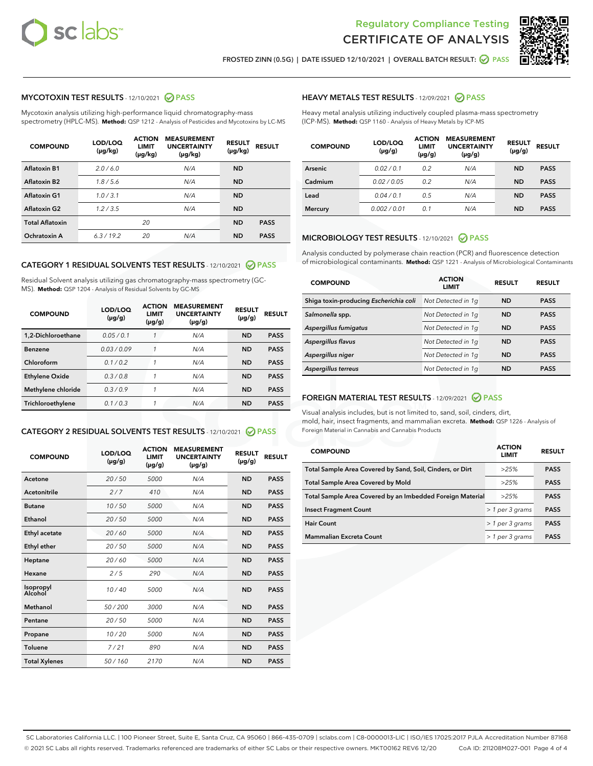# Regulatory Compliance Testing
# CERTIFICATE OF ANALYSIS

FROSTED ZINN (0.5G) | DATE ISSUED 12/10/2021 | OVERALL BATCH RESULT: PASS

## MYCOTOXIN TEST RESULTS - 12/10/2021 PASS

Mycotoxin analysis utilizing high-performance liquid chromatography-mass spectrometry (HPLC-MS). **Method:** QSP 1212 - Analysis of Pesticides and Mycotoxins by LC-MS

| COMPOUND | LOD/LOQ (µg/kg) | ACTION LIMIT (µg/kg) | MEASUREMENT UNCERTAINTY (µg/kg) | RESULT (µg/kg) | RESULT |
|---|---|---|---|---|---|
| Aflatoxin B1 | 2.0 / 6.0 | | N/A | ND | |
| Aflatoxin B2 | 1.8 / 5.6 | | N/A | ND | |
| Aflatoxin G1 | 1.0 / 3.1 | | N/A | ND | |
| Aflatoxin G2 | 1.2 / 3.5 | | N/A | ND | |
| Total Aflatoxin | | 20 | | ND | PASS |
| Ochratoxin A | 6.3 / 19.2 | 20 | N/A | ND | PASS |

## CATEGORY 1 RESIDUAL SOLVENTS TEST RESULTS - 12/10/2021 PASS

Residual Solvent analysis utilizing gas chromatography-mass spectrometry (GC-MS). **Method:** QSP 1204 - Analysis of Residual Solvents by GC-MS

| COMPOUND | LOD/LOQ (µg/g) | ACTION LIMIT (µg/g) | MEASUREMENT UNCERTAINTY (µg/g) | RESULT (µg/g) | RESULT |
|---|---|---|---|---|---|
| 1,2-Dichloroethane | 0.05 / 0.1 | 1 | N/A | ND | PASS |
| Benzene | 0.03 / 0.09 | 1 | N/A | ND | PASS |
| Chloroform | 0.1 / 0.2 | 1 | N/A | ND | PASS |
| Ethylene Oxide | 0.3 / 0.8 | 1 | N/A | ND | PASS |
| Methylene chloride | 0.3 / 0.9 | 1 | N/A | ND | PASS |
| Trichloroethylene | 0.1 / 0.3 | 1 | N/A | ND | PASS |

## CATEGORY 2 RESIDUAL SOLVENTS TEST RESULTS - 12/10/2021 PASS

| COMPOUND | LOD/LOQ (µg/g) | ACTION LIMIT (µg/g) | MEASUREMENT UNCERTAINTY (µg/g) | RESULT (µg/g) | RESULT |
|---|---|---|---|---|---|
| Acetone | 20 / 50 | 5000 | N/A | ND | PASS |
| Acetonitrile | 2 / 7 | 410 | N/A | ND | PASS |
| Butane | 10 / 50 | 5000 | N/A | ND | PASS |
| Ethanol | 20 / 50 | 5000 | N/A | ND | PASS |
| Ethyl acetate | 20 / 60 | 5000 | N/A | ND | PASS |
| Ethyl ether | 20 / 50 | 5000 | N/A | ND | PASS |
| Heptane | 20 / 60 | 5000 | N/A | ND | PASS |
| Hexane | 2 / 5 | 290 | N/A | ND | PASS |
| Isopropyl Alcohol | 10 / 40 | 5000 | N/A | ND | PASS |
| Methanol | 50 / 200 | 3000 | N/A | ND | PASS |
| Pentane | 20 / 50 | 5000 | N/A | ND | PASS |
| Propane | 10 / 20 | 5000 | N/A | ND | PASS |
| Toluene | 7 / 21 | 890 | N/A | ND | PASS |
| Total Xylenes | 50 / 160 | 2170 | N/A | ND | PASS |

## HEAVY METALS TEST RESULTS - 12/09/2021 PASS

Heavy metal analysis utilizing inductively coupled plasma-mass spectrometry (ICP-MS). **Method:** QSP 1160 - Analysis of Heavy Metals by ICP-MS

| COMPOUND | LOD/LOQ (µg/g) | ACTION LIMIT (µg/g) | MEASUREMENT UNCERTAINTY (µg/g) | RESULT (µg/g) | RESULT |
|---|---|---|---|---|---|
| Arsenic | 0.02 / 0.1 | 0.2 | N/A | ND | PASS |
| Cadmium | 0.02 / 0.05 | 0.2 | N/A | ND | PASS |
| Lead | 0.04 / 0.1 | 0.5 | N/A | ND | PASS |
| Mercury | 0.002 / 0.01 | 0.1 | N/A | ND | PASS |

## MICROBIOLOGY TEST RESULTS - 12/10/2021 PASS

Analysis conducted by polymerase chain reaction (PCR) and fluorescence detection of microbiological contaminants. **Method:** QSP 1221 - Analysis of Microbiological Contaminants

| COMPOUND | ACTION LIMIT | RESULT | RESULT |
|---|---|---|---|
| Shiga toxin-producing *Escherichia coli* | Not Detected in 1g | ND | PASS |
| *Salmonella* spp. | Not Detected in 1g | ND | PASS |
| *Aspergillus fumigatus* | Not Detected in 1g | ND | PASS |
| *Aspergillus flavus* | Not Detected in 1g | ND | PASS |
| *Aspergillus niger* | Not Detected in 1g | ND | PASS |
| *Aspergillus terreus* | Not Detected in 1g | ND | PASS |

## FOREIGN MATERIAL TEST RESULTS - 12/09/2021 PASS

Visual analysis includes, but is not limited to, sand, soil, cinders, dirt, mold, hair, insect fragments, and mammalian excreta. **Method:** QSP 1226 - Analysis of Foreign Material in Cannabis and Cannabis Products

| COMPOUND | ACTION LIMIT | RESULT |
|---|---|---|
| Total Sample Area Covered by Sand, Soil, Cinders, or Dirt | >25% | PASS |
| Total Sample Area Covered by Mold | >25% | PASS |
| Total Sample Area Covered by an Imbedded Foreign Material | >25% | PASS |
| Insect Fragment Count | > 1 per 3 grams | PASS |
| Hair Count | > 1 per 3 grams | PASS |
| Mammalian Excreta Count | > 1 per 3 grams | PASS |

SC Laboratories California LLC. | 100 Pioneer Street, Suite E, Santa Cruz, CA 95060 | 866-435-0709 | sclabs.com | C8-0000013-LIC | ISO/IES 17025:2017 PJLA Accreditation Number 87168
© 2021 SC Labs all rights reserved. Trademarks referenced are trademarks of either SC Labs or their respective owners. MKT00162 REV6 12/20 CoA ID: 211208M027-001